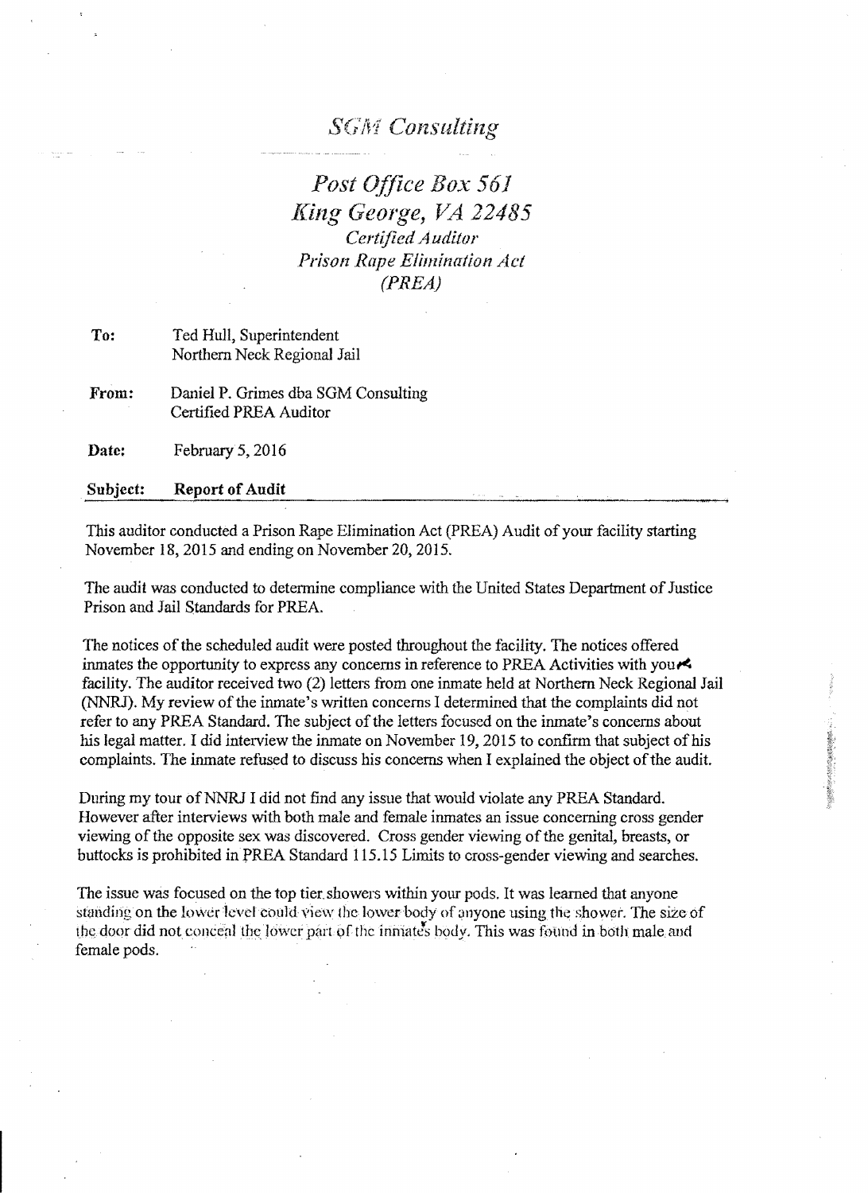# *SGM Consulting*

## *Post Office Box 561*
## *King George, VA 22485*
*Certified Auditor*
*Prison Rape Elimination Act*
*(PREA)*

| | |
|---|---|
| **To:** | Ted Hull, Superintendent<br>Northern Neck Regional Jail |
| **From:** | Daniel P. Grimes dba SGM Consulting<br>Certified PREA Auditor |
| **Date:** | February 5, 2016 |
| **Subject:** | **Report of Audit** |

This auditor conducted a Prison Rape Elimination Act (PREA) Audit of your facility starting November 18, 2015 and ending on November 20, 2015.

The audit was conducted to determine compliance with the United States Department of Justice Prison and Jail Standards for PREA.

The notices of the scheduled audit were posted throughout the facility. The notices offered inmates the opportunity to express any concerns in reference to PREA Activities with your facility. The auditor received two (2) letters from one inmate held at Northern Neck Regional Jail (NNRJ). My review of the inmate's written concerns I determined that the complaints did not refer to any PREA Standard. The subject of the letters focused on the inmate's concerns about his legal matter. I did interview the inmate on November 19, 2015 to confirm that subject of his complaints. The inmate refused to discuss his concerns when I explained the object of the audit.

During my tour of NNRJ I did not find any issue that would violate any PREA Standard. However after interviews with both male and female inmates an issue concerning cross gender viewing of the opposite sex was discovered. Cross gender viewing of the genital, breasts, or buttocks is prohibited in PREA Standard 115.15 Limits to cross-gender viewing and searches.

The issue was focused on the top tier showers within your pods. It was learned that anyone standing on the lower level could view the lower body of anyone using the shower. The size of the door did not conceal the lower part of the inmate's body. This was found in both male and female pods.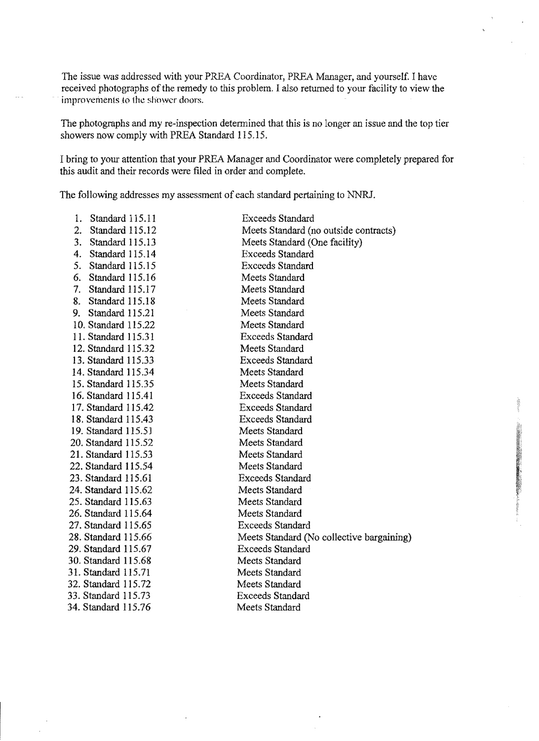The issue was addressed with your PREA Coordinator, PREA Manager, and yourself. I have received photographs of the remedy to this problem. I also returned to your facility to view the improvements to the shower doors.

The photographs and my re-inspection determined that this is no longer an issue and the top tier showers now comply with PREA Standard 115.15.

I bring to your attention that your PREA Manager and Coordinator were completely prepared for this audit and their records were filed in order and complete.

The following addresses my assessment of each standard pertaining to NNRJ.

| | |
|---|---|
| 1. Standard 115.11 | Exceeds Standard |
| 2. Standard 115.12 | Meets Standard (no outside contracts) |
| 3. Standard 115.13 | Meets Standard (One facility) |
| 4. Standard 115.14 | Exceeds Standard |
| 5. Standard 115.15 | Exceeds Standard |
| 6. Standard 115.16 | Meets Standard |
| 7. Standard 115.17 | Meets Standard |
| 8. Standard 115.18 | Meets Standard |
| 9. Standard 115.21 | Meets Standard |
| 10. Standard 115.22 | Meets Standard |
| 11. Standard 115.31 | Exceeds Standard |
| 12. Standard 115.32 | Meets Standard |
| 13. Standard 115.33 | Exceeds Standard |
| 14. Standard 115.34 | Meets Standard |
| 15. Standard 115.35 | Meets Standard |
| 16. Standard 115.41 | Exceeds Standard |
| 17. Standard 115.42 | Exceeds Standard |
| 18. Standard 115.43 | Exceeds Standard |
| 19. Standard 115.51 | Meets Standard |
| 20. Standard 115.52 | Meets Standard |
| 21. Standard 115.53 | Meets Standard |
| 22. Standard 115.54 | Meets Standard |
| 23. Standard 115.61 | Exceeds Standard |
| 24. Standard 115.62 | Meets Standard |
| 25. Standard 115.63 | Meets Standard |
| 26. Standard 115.64 | Meets Standard |
| 27. Standard 115.65 | Exceeds Standard |
| 28. Standard 115.66 | Meets Standard (No collective bargaining) |
| 29. Standard 115.67 | Exceeds Standard |
| 30. Standard 115.68 | Meets Standard |
| 31. Standard 115.71 | Meets Standard |
| 32. Standard 115.72 | Meets Standard |
| 33. Standard 115.73 | Exceeds Standard |
| 34. Standard 115.76 | Meets Standard |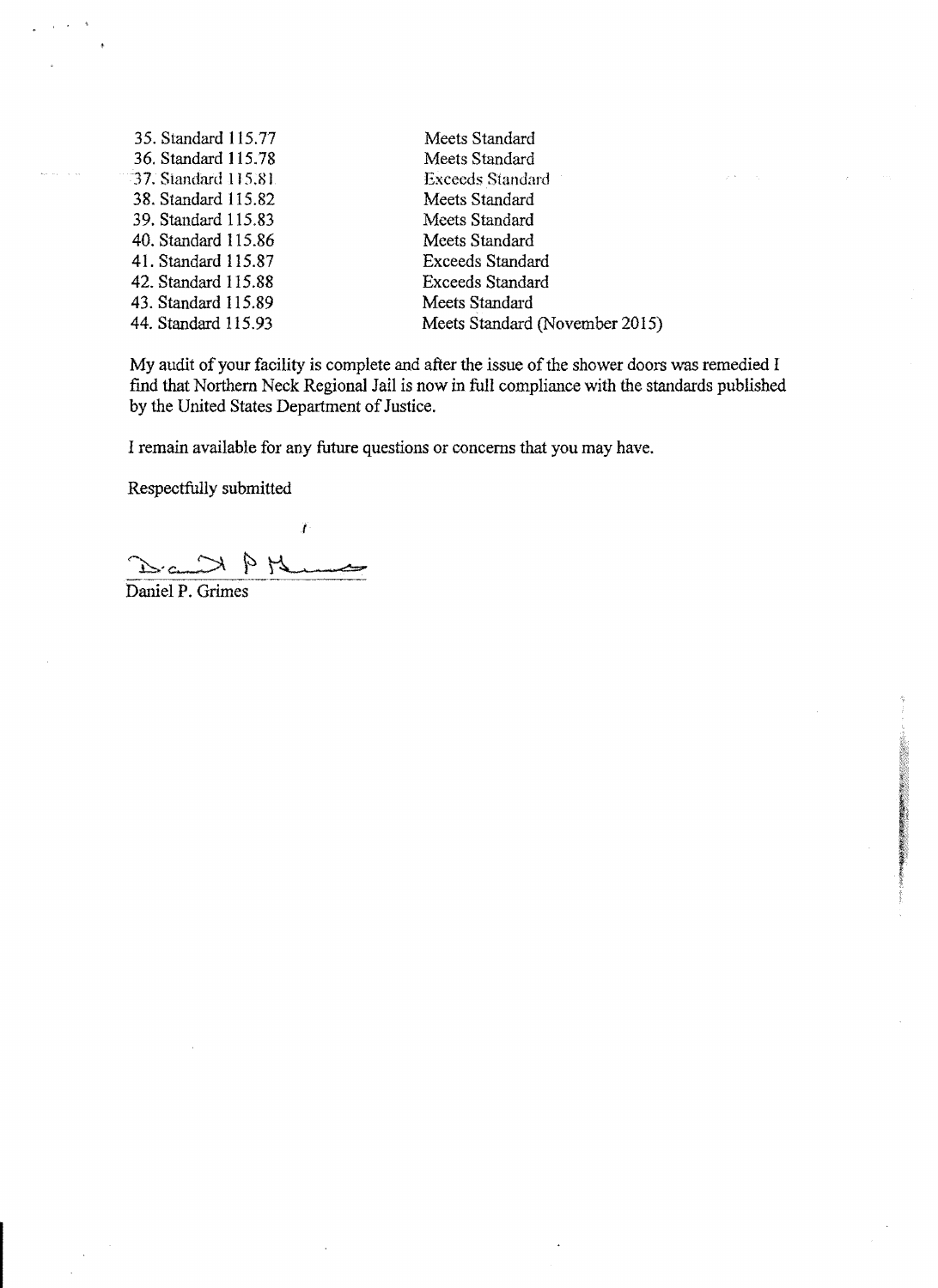| | |
|---|---|
| 35. Standard 115.77 | Meets Standard |
| 36. Standard 115.78 | Meets Standard |
| 37. Standard 115.81 | Exceeds Standard |
| 38. Standard 115.82 | Meets Standard |
| 39. Standard 115.83 | Meets Standard |
| 40. Standard 115.86 | Meets Standard |
| 41. Standard 115.87 | Exceeds Standard |
| 42. Standard 115.88 | Exceeds Standard |
| 43. Standard 115.89 | Meets Standard |
| 44. Standard 115.93 | Meets Standard (November 2015) |

My audit of your facility is complete and after the issue of the shower doors was remedied I find that Northern Neck Regional Jail is now in full compliance with the standards published by the United States Department of Justice.

I remain available for any future questions or concerns that you may have.

Respectfully submitted

Daniel P. Grimes